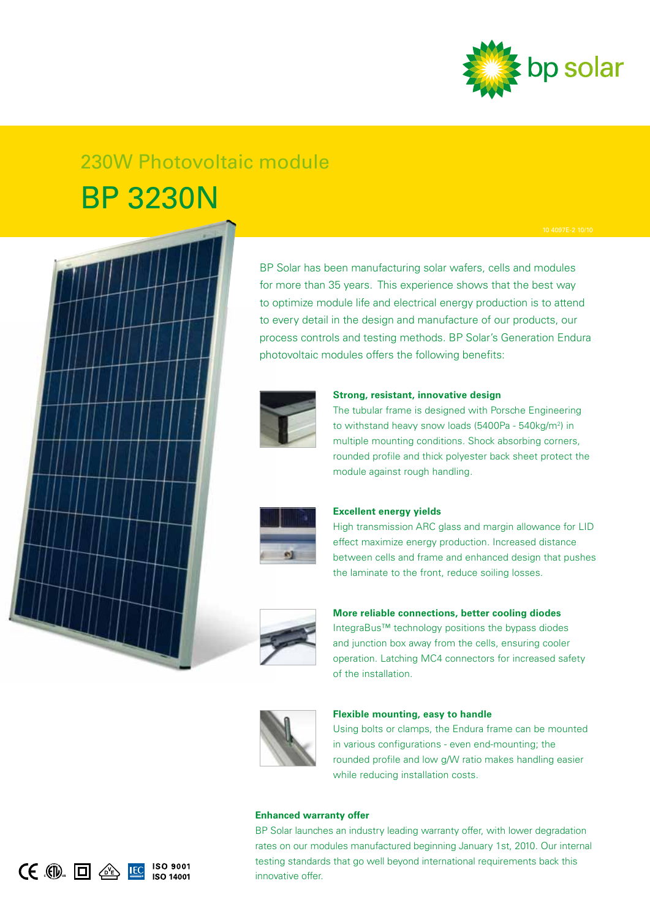bp solar

## 230W Photovoltaic module

# BP 3230N

10 4097E-2 10/10

BP Solar has been manufacturing solar wafers, cells and modules for more than 35 years. This experience shows that the best way to optimize module life and electrical energy production is to attend to every detail in the design and manufacture of our products, our process controls and testing methods. BP Solar's Generation Endura photovoltaic modules offers the following benefits:

**Strong, resistant, innovative design**

The tubular frame is designed with Porsche Engineering to withstand heavy snow loads (5400Pa - 540kg/m$^2$) in multiple mounting conditions. Shock absorbing corners, rounded profile and thick polyester back sheet protect the module against rough handling.

**Excellent energy yields**

High transmission ARC glass and margin allowance for LID effect maximize energy production. Increased distance between cells and frame and enhanced design that pushes the laminate to the front, reduce soiling losses.

**More reliable connections, better cooling diodes**

IntegraBus™ technology positions the bypass diodes and junction box away from the cells, ensuring cooler operation. Latching MC4 connectors for increased safety of the installation.

**Flexible mounting, easy to handle**

Using bolts or clamps, the Endura frame can be mounted in various configurations - even end-mounting; the rounded profile and low g/W ratio makes handling easier while reducing installation costs.

**Enhanced warranty offer**

BP Solar launches an industry leading warranty offer, with lower degradation rates on our modules manufactured beginning January 1st, 2010. Our internal testing standards that go well beyond international requirements back this innovative offer.

ISO 9001
ISO 14001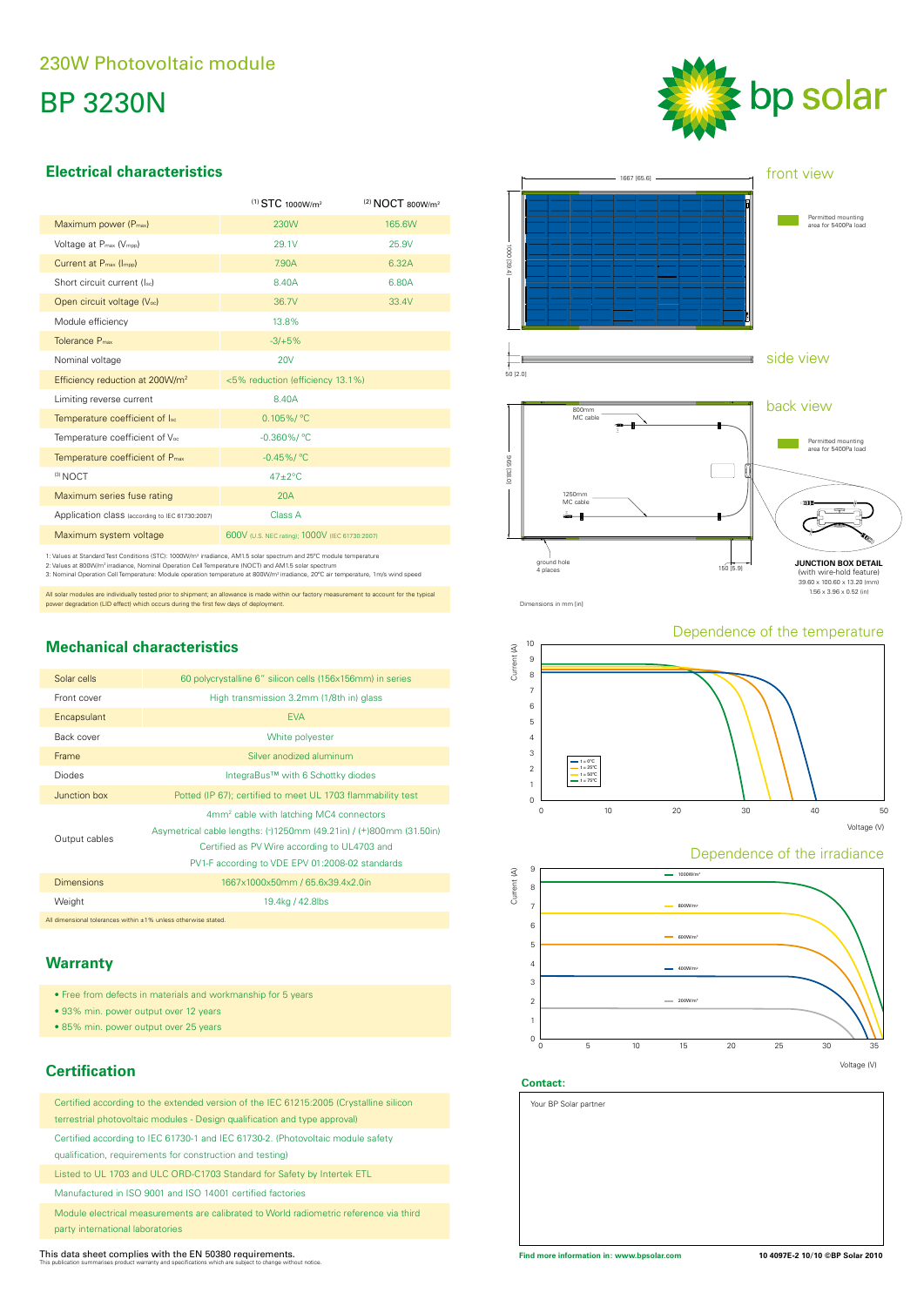230W Photovoltaic module

# BP 3230N

bp solar

## Electrical characteristics

| | [1] STC 1000W/m² | [2] NOCT 800W/m² |
|---|---|---|
| Maximum power ($P_{max}$) | 230W | 165.6W |
| Voltage at $P_{max}$ ($V_{mpp}$) | 29.1V | 25.9V |
| Current at $P_{max}$ ($I_{mpp}$) | 7.90A | 6.32A |
| Short circuit current ($I_{sc}$) | 8.40A | 6.80A |
| Open circuit voltage ($V_{oc}$) | 36.7V | 33.4V |
| Module efficiency | 13.8% | |
| Tolerance $P_{max}$ | -3/+5% | |
| Nominal voltage | 20V | |
| Efficiency reduction at 200W/m² | <5% reduction (efficiency 13.1%) | |
| Limiting reverse current | 8.40A | |
| Temperature coefficient of $I_{sc}$ | 0.105%/ °C | |
| Temperature coefficient of $V_{oc}$ | -0.360%/ °C | |
| Temperature coefficient of $P_{max}$ | -0.45%/ °C | |
| [3] NOCT | 47±2°C | |
| Maximum series fuse rating | 20A | |
| Application class (according to IEC 61730:2007) | Class A | |
| Maximum system voltage | 600V (U.S. NEC rating); 1000V (IEC 61730:2007) | |

1: Values at Standard Test Conditions (STC): 1000W/m² irradiance, AM1.5 solar spectrum and 25°C module temperature
2: Values at 800W/m² irradiance, Nominal Operation Cell Temperature (NOCT) and AM1.5 solar spectrum
3: Nominal Operation Cell Temperature: Module operation temperature at 800W/m² irradiance, 20°C air temperature, 1m/s wind speed

All solar modules are individually tested prior to shipment; an allowance is made within our factory measurement to account for the typical power degradation (LID effect) which occurs during the first few days of deployment.

## Mechanical characteristics

| | |
|---|---|
| Solar cells | 60 polycrystalline 6" silicon cells (156x156mm) in series |
| Front cover | High transmission 3.2mm (1/8th in) glass |
| Encapsulant | EVA |
| Back cover | White polyester |
| Frame | Silver anodized aluminum |
| Diodes | IntegraBus™ with 6 Schottky diodes |
| Junction box | Potted (IP 67); certified to meet UL 1703 flammability test |
| Output cables | 4mm² cable with latching MC4 connectors<br>Asymetrical cable lengths: (-)1250mm (49.21in) / (+)800mm (31.50in)<br>Certified as PV Wire according to UL4703 and<br>PV1-F according to VDE EPV 01:2008-02 standards |
| Dimensions | 1667x1000x50mm / 65.6x39.4x2.0in |
| Weight | 19.4kg / 42.8lbs |

All dimensional tolerances within ±1% unless otherwise stated.

## Warranty

- Free from defects in materials and workmanship for 5 years
- 93% min. power output over 12 years
- 85% min. power output over 25 years

## Certification

- Certified according to the extended version of the IEC 61215:2005 (Crystalline silicon terrestrial photovoltaic modules - Design qualification and type approval)
- Certified according to IEC 61730-1 and IEC 61730-2. (Photovoltaic module safety qualification, requirements for construction and testing)
- Listed to UL 1703 and ULC ORD-C1703 Standard for Safety by Intertek ETL
- Manufactured in ISO 9001 and ISO 14001 certified factories
- Module electrical measurements are calibrated to World radiometric reference via third party international laboratories

This data sheet complies with the EN 50380 requirements.
This publication summarises product warranty and specifications which are subject to change without notice.

front view

1667 [65.6]

1000 [39.4]

Permitted mounting area for 5400Pa load

side view

50 [2.0]

back view

800mm MC cable

1250mm MC cable

996 [39.2]

Permitted mounting area for 5400Pa load

ground hole 4 places

150 [5.9]

**JUNCTION BOX DETAIL**
(with wire-hold feature)
39.60 x 100.60 x 13.20 (mm)
1.56 x 3.96 x 0.52 (in)

Dimensions in mm [in]

Dependence of the temperature

Current (A)

T = 0°C
T = 25°C
T = 50°C
T = 75°C

Voltage (V)

Dependence of the irradiance

Current (A)

1000W/m²
800W/m²
600W/m²
400W/m²
200W/m²

Voltage (V)

**Contact:**

Your BP Solar partner

**Find more information in: www.bpsolar.com**

**10 4097E-2 10/10 ©BP Solar 2010**